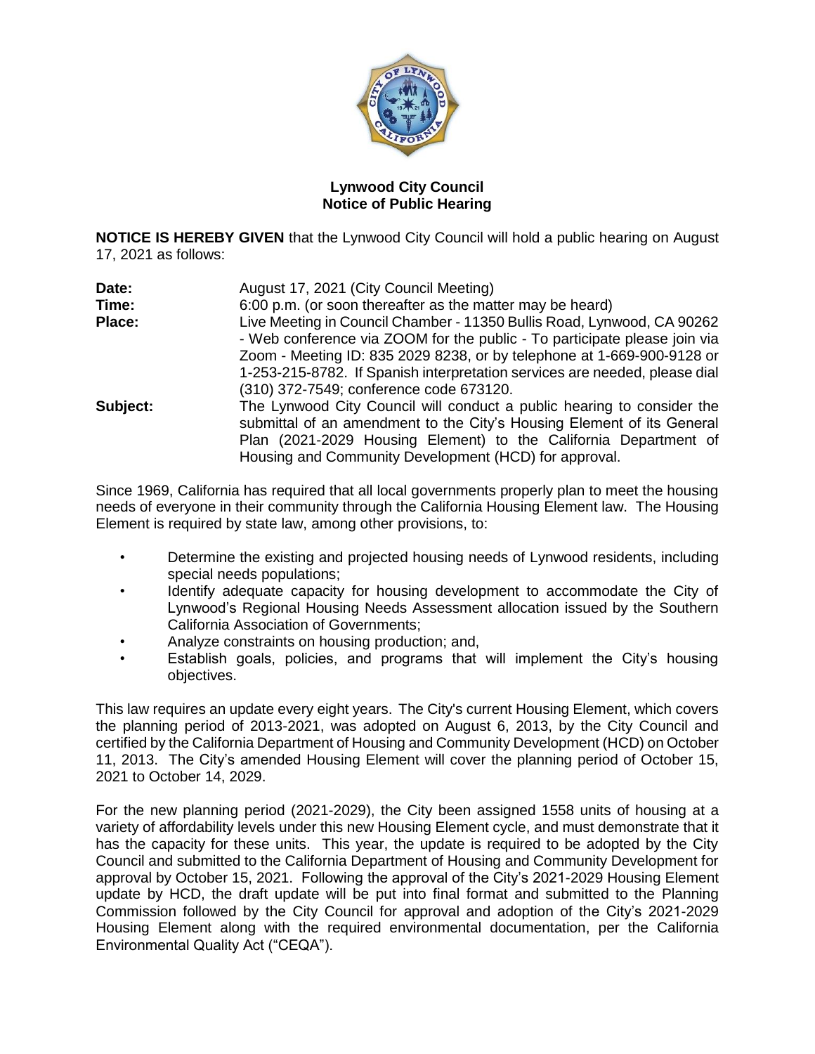**Lynwood City Council**
**Notice of Public Hearing**

**NOTICE IS HEREBY GIVEN** that the Lynwood City Council will hold a public hearing on August 17, 2021 as follows:

| | |
|---|---|
| **Date:** | August 17, 2021 (City Council Meeting) |
| **Time:** | 6:00 p.m. (or soon thereafter as the matter may be heard) |
| **Place:** | Live Meeting in Council Chamber - 11350 Bullis Road, Lynwood, CA 90262 - Web conference via ZOOM for the public - To participate please join via Zoom - Meeting ID: 835 2029 8238, or by telephone at 1-669-900-9128 or 1-253-215-8782. If Spanish interpretation services are needed, please dial (310) 372-7549; conference code 673120. |
| **Subject:** | The Lynwood City Council will conduct a public hearing to consider the submittal of an amendment to the City's Housing Element of its General Plan (2021-2029 Housing Element) to the California Department of Housing and Community Development (HCD) for approval. |

Since 1969, California has required that all local governments properly plan to meet the housing needs of everyone in their community through the California Housing Element law. The Housing Element is required by state law, among other provisions, to:

- Determine the existing and projected housing needs of Lynwood residents, including special needs populations;
- Identify adequate capacity for housing development to accommodate the City of Lynwood's Regional Housing Needs Assessment allocation issued by the Southern California Association of Governments;
- Analyze constraints on housing production; and,
- Establish goals, policies, and programs that will implement the City's housing objectives.

This law requires an update every eight years. The City's current Housing Element, which covers the planning period of 2013-2021, was adopted on August 6, 2013, by the City Council and certified by the California Department of Housing and Community Development (HCD) on October 11, 2013. The City's amended Housing Element will cover the planning period of October 15, 2021 to October 14, 2029.

For the new planning period (2021-2029), the City been assigned 1558 units of housing at a variety of affordability levels under this new Housing Element cycle, and must demonstrate that it has the capacity for these units. This year, the update is required to be adopted by the City Council and submitted to the California Department of Housing and Community Development for approval by October 15, 2021. Following the approval of the City's 2021-2029 Housing Element update by HCD, the draft update will be put into final format and submitted to the Planning Commission followed by the City Council for approval and adoption of the City's 2021-2029 Housing Element along with the required environmental documentation, per the California Environmental Quality Act ("CEQA").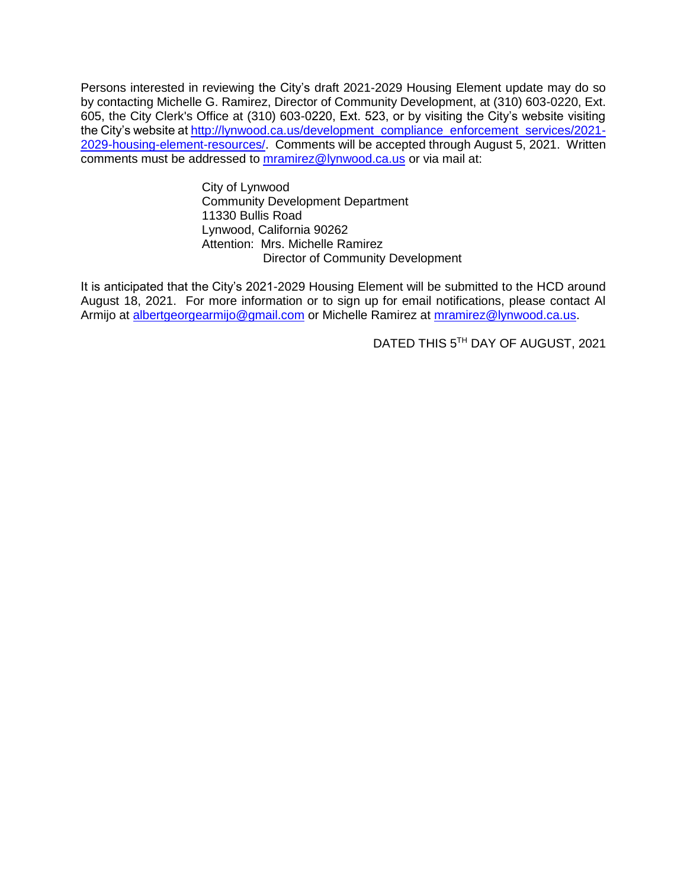Persons interested in reviewing the City's draft 2021-2029 Housing Element update may do so by contacting Michelle G. Ramirez, Director of Community Development, at (310) 603-0220, Ext. 605, the City Clerk's Office at (310) 603-0220, Ext. 523, or by visiting the City's website visiting the City's website at http://lynwood.ca.us/development_compliance_enforcement_services/2021-2029-housing-element-resources/. Comments will be accepted through August 5, 2021. Written comments must be addressed to mramirez@lynwood.ca.us or via mail at:

City of Lynwood  
Community Development Department  
11330 Bullis Road  
Lynwood, California 90262  
Attention: Mrs. Michelle Ramirez  
Director of Community Development

It is anticipated that the City's 2021-2029 Housing Element will be submitted to the HCD around August 18, 2021. For more information or to sign up for email notifications, please contact Al Armijo at albertgeorgearmijo@gmail.com or Michelle Ramirez at mramirez@lynwood.ca.us.

DATED THIS 5TH DAY OF AUGUST, 2021